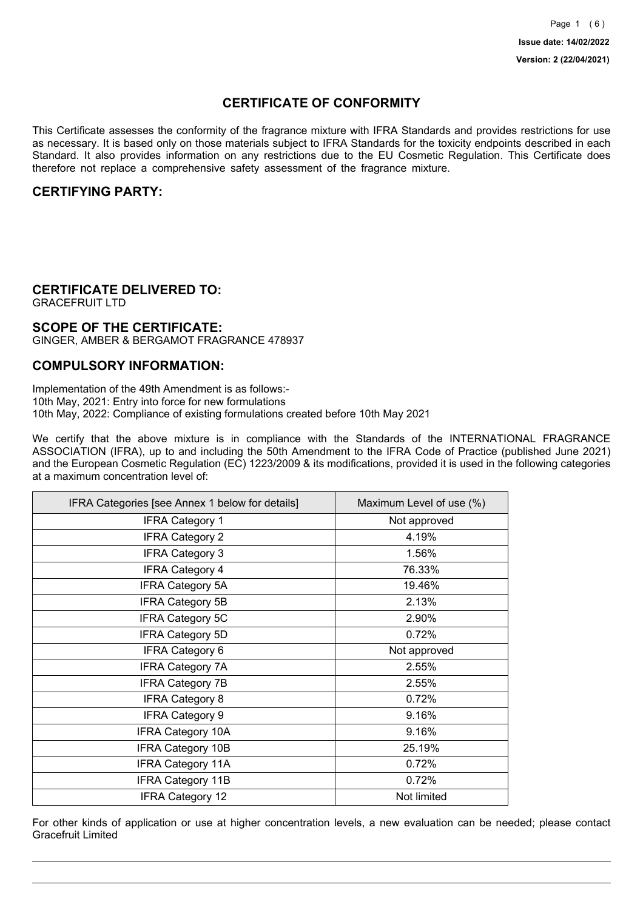**Issue date: 14/02/2022**

**Version: 2 (22/04/2021)**

# CERTIFICATE OF CONFORMITY

This Certificate assesses the conformity of the fragrance mixture with IFRA Standards and provides restrictions for use as necessary. It is based only on those materials subject to IFRA Standards for the toxicity endpoints described in each Standard. It also provides information on any restrictions due to the EU Cosmetic Regulation. This Certificate does therefore not replace a comprehensive safety assessment of the fragrance mixture.

## CERTIFYING PARTY:

## CERTIFICATE DELIVERED TO:

GRACEFRUIT LTD

## SCOPE OF THE CERTIFICATE:

GINGER, AMBER & BERGAMOT FRAGRANCE 478937

## COMPULSORY INFORMATION:

Implementation of the 49th Amendment is as follows:-
10th May, 2021: Entry into force for new formulations
10th May, 2022: Compliance of existing formulations created before 10th May 2021

We certify that the above mixture is in compliance with the Standards of the INTERNATIONAL FRAGRANCE ASSOCIATION (IFRA), up to and including the 50th Amendment to the IFRA Code of Practice (published June 2021) and the European Cosmetic Regulation (EC) 1223/2009 & its modifications, provided it is used in the following categories at a maximum concentration level of:

| IFRA Categories [see Annex 1 below for details] | Maximum Level of use (%) |
|---|---|
| IFRA Category 1 | Not approved |
| IFRA Category 2 | 4.19% |
| IFRA Category 3 | 1.56% |
| IFRA Category 4 | 76.33% |
| IFRA Category 5A | 19.46% |
| IFRA Category 5B | 2.13% |
| IFRA Category 5C | 2.90% |
| IFRA Category 5D | 0.72% |
| IFRA Category 6 | Not approved |
| IFRA Category 7A | 2.55% |
| IFRA Category 7B | 2.55% |
| IFRA Category 8 | 0.72% |
| IFRA Category 9 | 9.16% |
| IFRA Category 10A | 9.16% |
| IFRA Category 10B | 25.19% |
| IFRA Category 11A | 0.72% |
| IFRA Category 11B | 0.72% |
| IFRA Category 12 | Not limited |

For other kinds of application or use at higher concentration levels, a new evaluation can be needed; please contact Gracefruit Limited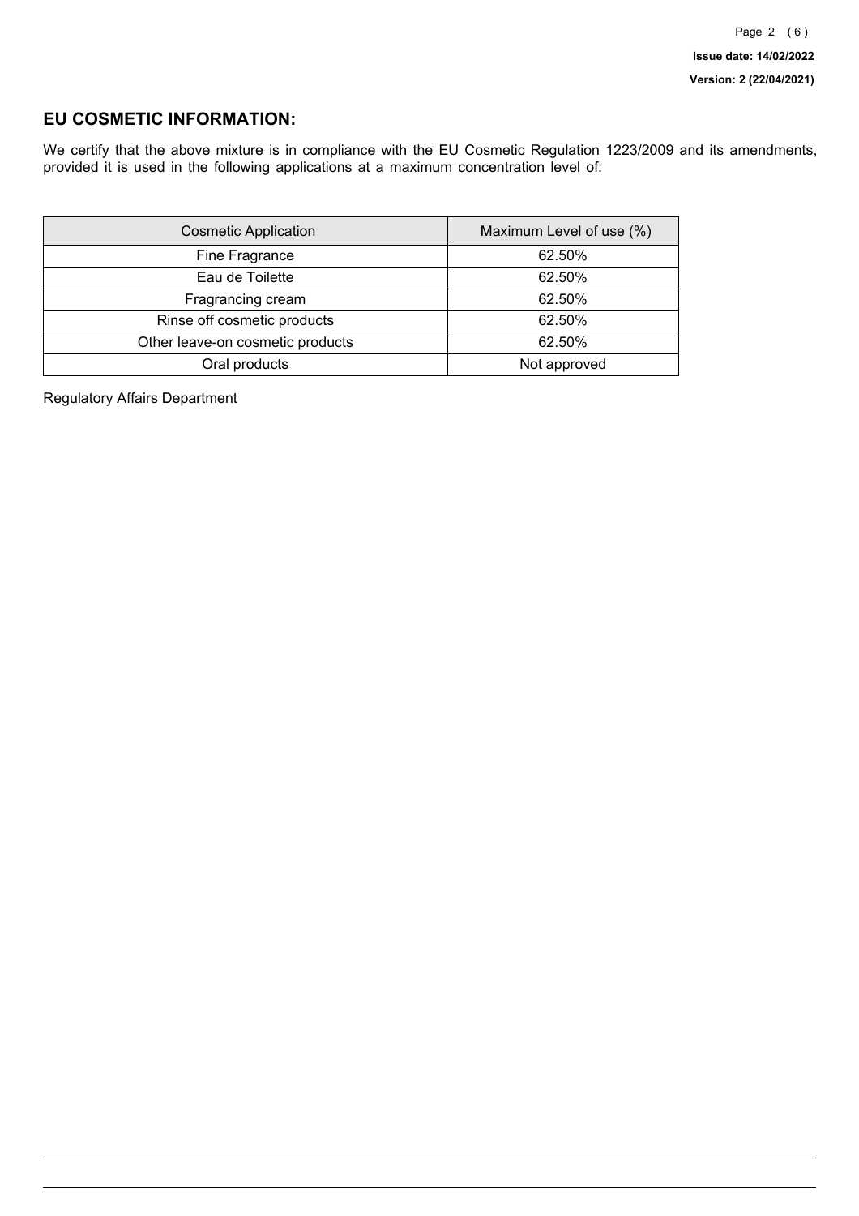## EU COSMETIC INFORMATION:

We certify that the above mixture is in compliance with the EU Cosmetic Regulation 1223/2009 and its amendments, provided it is used in the following applications at a maximum concentration level of:

| Cosmetic Application | Maximum Level of use (%) |
|---|---|
| Fine Fragrance | 62.50% |
| Eau de Toilette | 62.50% |
| Fragrancing cream | 62.50% |
| Rinse off cosmetic products | 62.50% |
| Other leave-on cosmetic products | 62.50% |
| Oral products | Not approved |

Regulatory Affairs Department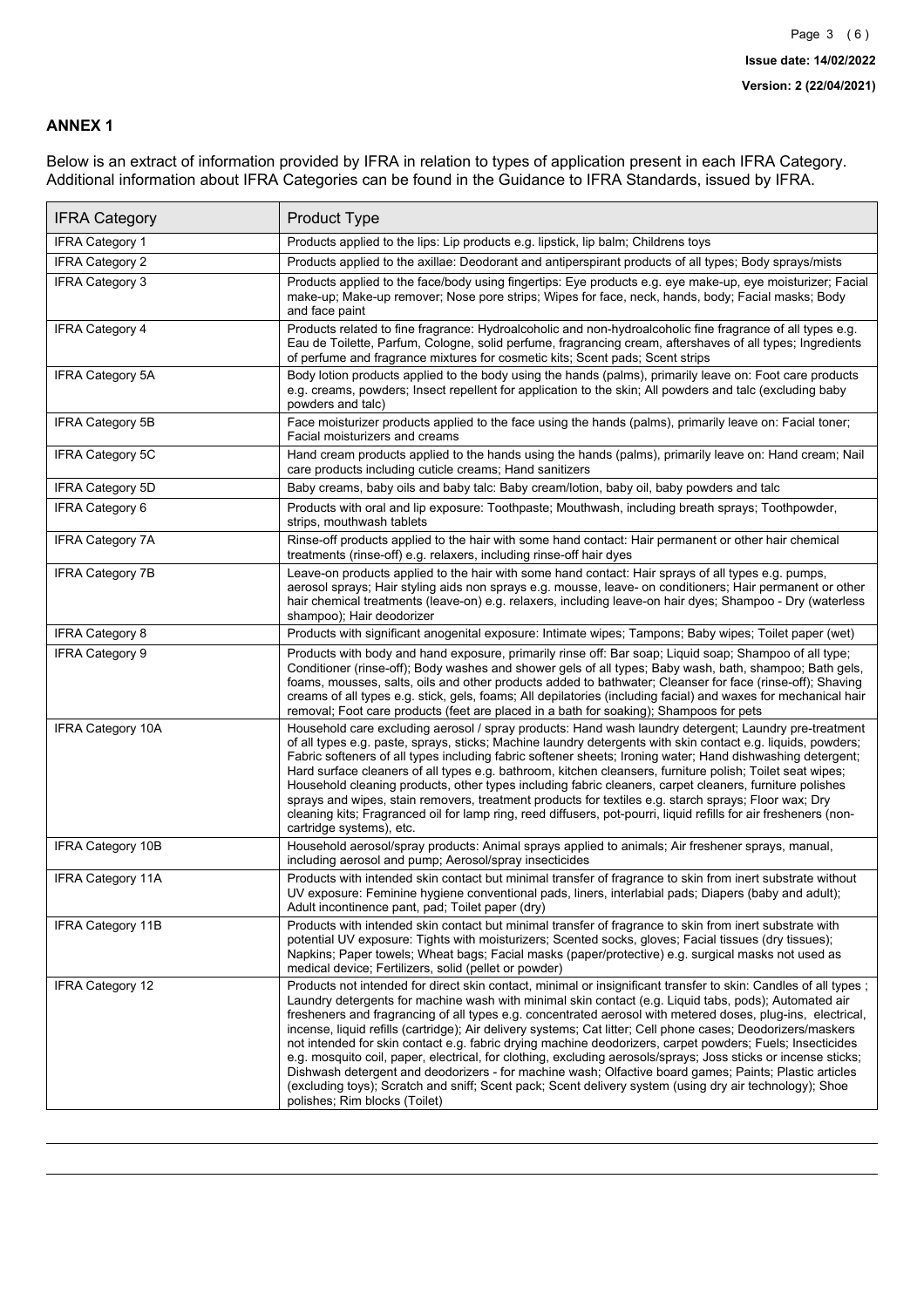## ANNEX 1

Below is an extract of information provided by IFRA in relation to types of application present in each IFRA Category. Additional information about IFRA Categories can be found in the Guidance to IFRA Standards, issued by IFRA.

| IFRA Category | Product Type |
|---|---|
| IFRA Category 1 | Products applied to the lips: Lip products e.g. lipstick, lip balm; Childrens toys |
| IFRA Category 2 | Products applied to the axillae: Deodorant and antiperspirant products of all types; Body sprays/mists |
| IFRA Category 3 | Products applied to the face/body using fingertips: Eye products e.g. eye make-up, eye moisturizer; Facial make-up; Make-up remover; Nose pore strips; Wipes for face, neck, hands, body; Facial masks; Body and face paint |
| IFRA Category 4 | Products related to fine fragrance: Hydroalcoholic and non-hydroalcoholic fine fragrance of all types e.g. Eau de Toilette, Parfum, Cologne, solid perfume, fragrancing cream, aftershaves of all types; Ingredients of perfume and fragrance mixtures for cosmetic kits; Scent pads; Scent strips |
| IFRA Category 5A | Body lotion products applied to the body using the hands (palms), primarily leave on: Foot care products e.g. creams, powders; Insect repellent for application to the skin; All powders and talc (excluding baby powders and talc) |
| IFRA Category 5B | Face moisturizer products applied to the face using the hands (palms), primarily leave on: Facial toner; Facial moisturizers and creams |
| IFRA Category 5C | Hand cream products applied to the hands using the hands (palms), primarily leave on: Hand cream; Nail care products including cuticle creams; Hand sanitizers |
| IFRA Category 5D | Baby creams, baby oils and baby talc: Baby cream/lotion, baby oil, baby powders and talc |
| IFRA Category 6 | Products with oral and lip exposure: Toothpaste; Mouthwash, including breath sprays; Toothpowder, strips, mouthwash tablets |
| IFRA Category 7A | Rinse-off products applied to the hair with some hand contact: Hair permanent or other hair chemical treatments (rinse-off) e.g. relaxers, including rinse-off hair dyes |
| IFRA Category 7B | Leave-on products applied to the hair with some hand contact: Hair sprays of all types e.g. pumps, aerosol sprays; Hair styling aids non sprays e.g. mousse, leave- on conditioners; Hair permanent or other hair chemical treatments (leave-on) e.g. relaxers, including leave-on hair dyes; Shampoo - Dry (waterless shampoo); Hair deodorizer |
| IFRA Category 8 | Products with significant anogenital exposure: Intimate wipes; Tampons; Baby wipes; Toilet paper (wet) |
| IFRA Category 9 | Products with body and hand exposure, primarily rinse off: Bar soap; Liquid soap; Shampoo of all type; Conditioner (rinse-off); Body washes and shower gels of all types; Baby wash, bath, shampoo; Bath gels, foams, mousses, salts, oils and other products added to bathwater; Cleanser for face (rinse-off); Shaving creams of all types e.g. stick, gels, foams; All depilatories (including facial) and waxes for mechanical hair removal; Foot care products (feet are placed in a bath for soaking); Shampoos for pets |
| IFRA Category 10A | Household care excluding aerosol / spray products: Hand wash laundry detergent; Laundry pre-treatment of all types e.g. paste, sprays, sticks; Machine laundry detergents with skin contact e.g. liquids, powders; Fabric softeners of all types including fabric softener sheets; Ironing water; Hand dishwashing detergent; Hard surface cleaners of all types e.g. bathroom, kitchen cleansers, furniture polish; Toilet seat wipes; Household cleaning products, other types including fabric cleaners, carpet cleaners, furniture polishes sprays and wipes, stain removers, treatment products for textiles e.g. starch sprays; Floor wax; Dry cleaning kits; Fragranced oil for lamp ring, reed diffusers, pot-pourri, liquid refills for air fresheners (non-cartridge systems), etc. |
| IFRA Category 10B | Household aerosol/spray products: Animal sprays applied to animals; Air freshener sprays, manual, including aerosol and pump; Aerosol/spray insecticides |
| IFRA Category 11A | Products with intended skin contact but minimal transfer of fragrance to skin from inert substrate without UV exposure: Feminine hygiene conventional pads, liners, interlabial pads; Diapers (baby and adult); Adult incontinence pant, pad; Toilet paper (dry) |
| IFRA Category 11B | Products with intended skin contact but minimal transfer of fragrance to skin from inert substrate with potential UV exposure: Tights with moisturizers; Scented socks, gloves; Facial tissues (dry tissues); Napkins; Paper towels; Wheat bags; Facial masks (paper/protective) e.g. surgical masks not used as medical device; Fertilizers, solid (pellet or powder) |
| IFRA Category 12 | Products not intended for direct skin contact, minimal or insignificant transfer to skin: Candles of all types ; Laundry detergents for machine wash with minimal skin contact (e.g. Liquid tabs, pods); Automated air fresheners and fragrancing of all types e.g. concentrated aerosol with metered doses, plug-ins, electrical, incense, liquid refills (cartridge); Air delivery systems; Cat litter; Cell phone cases; Deodorizers/maskers not intended for skin contact e.g. fabric drying machine deodorizers, carpet powders; Fuels; Insecticides e.g. mosquito coil, paper, electrical, for clothing, excluding aerosols/sprays; Joss sticks or incense sticks; Dishwash detergent and deodorizers - for machine wash; Olfactive board games; Paints; Plastic articles (excluding toys); Scratch and sniff; Scent pack; Scent delivery system (using dry air technology); Shoe polishes; Rim blocks (Toilet) |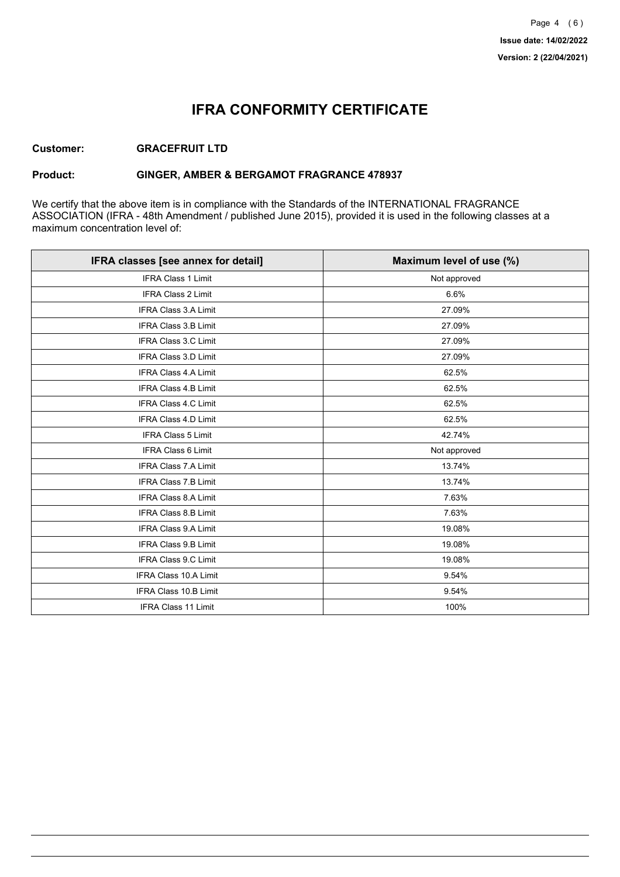Issue date: 14/02/2022

Version: 2 (22/04/2021)

# IFRA CONFORMITY CERTIFICATE

**Customer:** **GRACEFRUIT LTD**

**Product:** **GINGER, AMBER & BERGAMOT FRAGRANCE 478937**

We certify that the above item is in compliance with the Standards of the INTERNATIONAL FRAGRANCE ASSOCIATION (IFRA - 48th Amendment / published June 2015), provided it is used in the following classes at a maximum concentration level of:

| IFRA classes [see annex for detail] | Maximum level of use (%) |
| --- | --- |
| IFRA Class 1 Limit | Not approved |
| IFRA Class 2 Limit | 6.6% |
| IFRA Class 3.A Limit | 27.09% |
| IFRA Class 3.B Limit | 27.09% |
| IFRA Class 3.C Limit | 27.09% |
| IFRA Class 3.D Limit | 27.09% |
| IFRA Class 4.A Limit | 62.5% |
| IFRA Class 4.B Limit | 62.5% |
| IFRA Class 4.C Limit | 62.5% |
| IFRA Class 4.D Limit | 62.5% |
| IFRA Class 5 Limit | 42.74% |
| IFRA Class 6 Limit | Not approved |
| IFRA Class 7.A Limit | 13.74% |
| IFRA Class 7.B Limit | 13.74% |
| IFRA Class 8.A Limit | 7.63% |
| IFRA Class 8.B Limit | 7.63% |
| IFRA Class 9.A Limit | 19.08% |
| IFRA Class 9.B Limit | 19.08% |
| IFRA Class 9.C Limit | 19.08% |
| IFRA Class 10.A Limit | 9.54% |
| IFRA Class 10.B Limit | 9.54% |
| IFRA Class 11 Limit | 100% |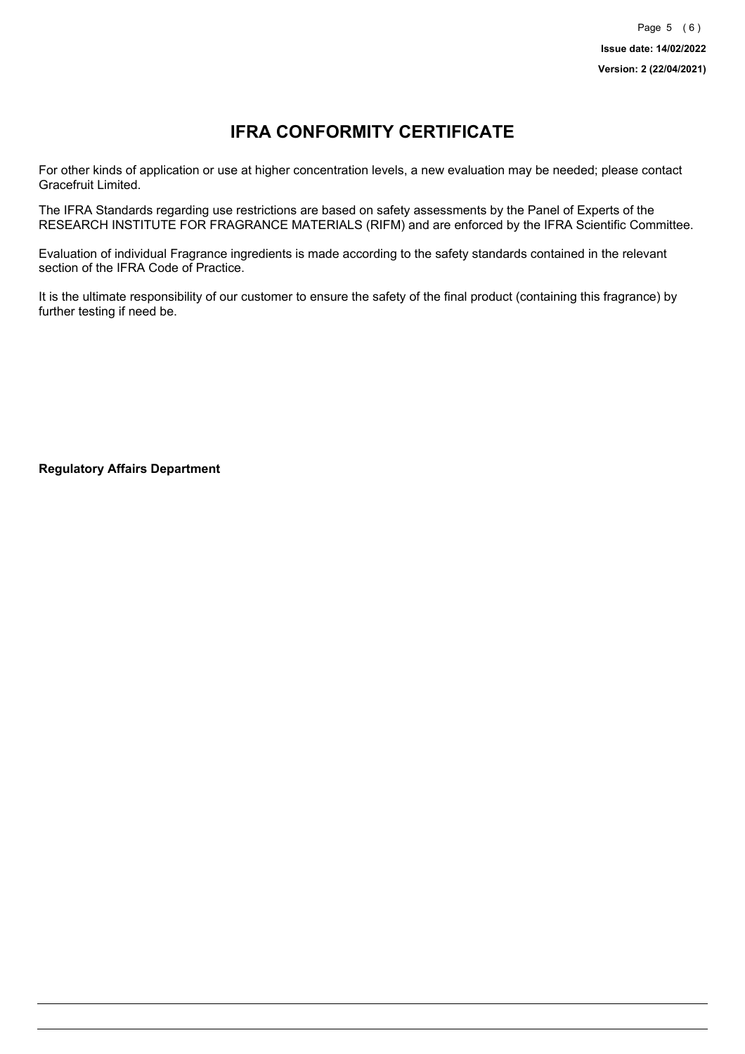# IFRA CONFORMITY CERTIFICATE

For other kinds of application or use at higher concentration levels, a new evaluation may be needed; please contact Gracefruit Limited.

The IFRA Standards regarding use restrictions are based on safety assessments by the Panel of Experts of the RESEARCH INSTITUTE FOR FRAGRANCE MATERIALS (RIFM) and are enforced by the IFRA Scientific Committee.

Evaluation of individual Fragrance ingredients is made according to the safety standards contained in the relevant section of the IFRA Code of Practice.

It is the ultimate responsibility of our customer to ensure the safety of the final product (containing this fragrance) by further testing if need be.

**Regulatory Affairs Department**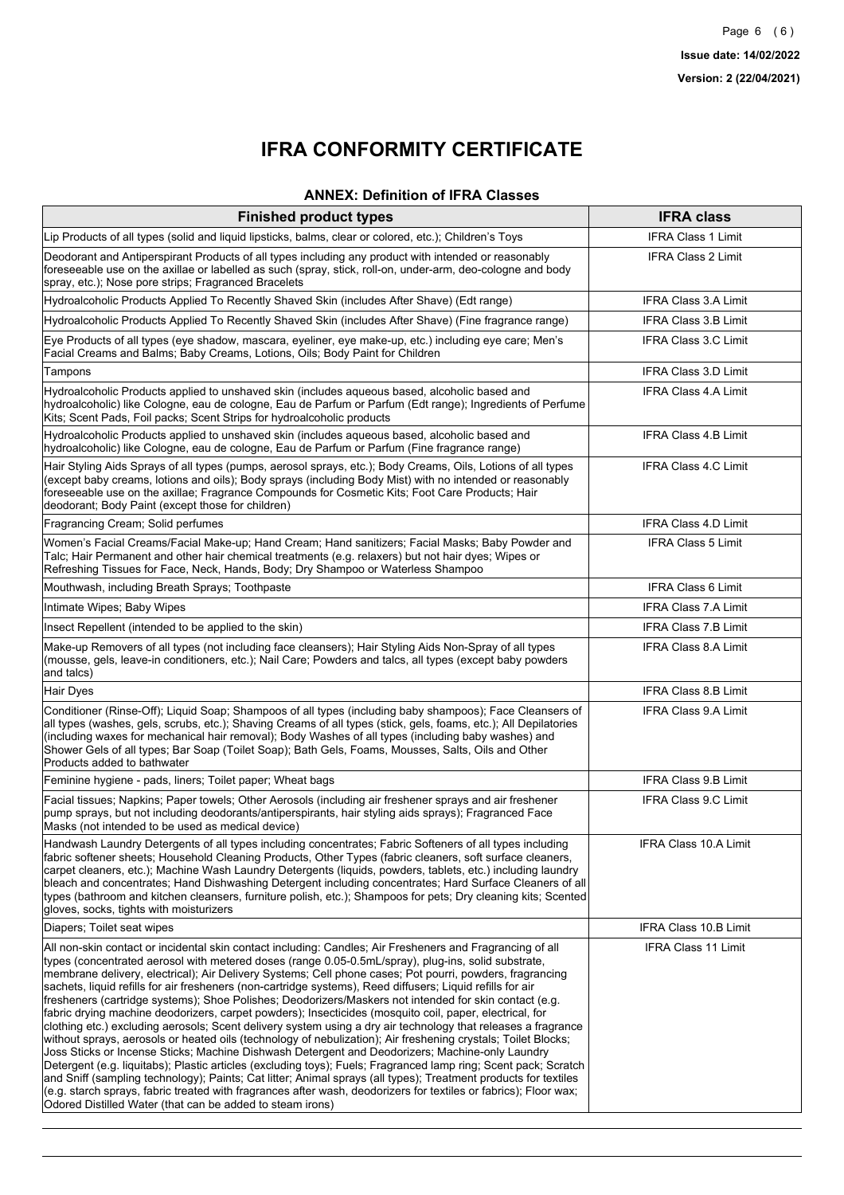**Issue date: 14/02/2022**

**Version: 2 (22/04/2021)**

# IFRA CONFORMITY CERTIFICATE

### ANNEX: Definition of IFRA Classes

| Finished product types | IFRA class |
| --- | --- |
| Lip Products of all types (solid and liquid lipsticks, balms, clear or colored, etc.); Children's Toys | IFRA Class 1 Limit |
| Deodorant and Antiperspirant Products of all types including any product with intended or reasonably foreseeable use on the axillae or labelled as such (spray, stick, roll-on, under-arm, deo-cologne and body spray, etc.); Nose pore strips; Fragranced Bracelets | IFRA Class 2 Limit |
| Hydroalcoholic Products Applied To Recently Shaved Skin (includes After Shave) (Edt range) | IFRA Class 3.A Limit |
| Hydroalcoholic Products Applied To Recently Shaved Skin (includes After Shave) (Fine fragrance range) | IFRA Class 3.B Limit |
| Eye Products of all types (eye shadow, mascara, eyeliner, eye make-up, etc.) including eye care; Men's Facial Creams and Balms; Baby Creams, Lotions, Oils; Body Paint for Children | IFRA Class 3.C Limit |
| Tampons | IFRA Class 3.D Limit |
| Hydroalcoholic Products applied to unshaved skin (includes aqueous based, alcoholic based and hydroalcoholic) like Cologne, eau de cologne, Eau de Parfum or Parfum (Edt range); Ingredients of Perfume Kits; Scent Pads, Foil packs; Scent Strips for hydroalcoholic products | IFRA Class 4.A Limit |
| Hydroalcoholic Products applied to unshaved skin (includes aqueous based, alcoholic based and hydroalcoholic) like Cologne, eau de cologne, Eau de Parfum or Parfum (Fine fragrance range) | IFRA Class 4.B Limit |
| Hair Styling Aids Sprays of all types (pumps, aerosol sprays, etc.); Body Creams, Oils, Lotions of all types (except baby creams, lotions and oils); Body sprays (including Body Mist) with no intended or reasonably foreseeable use on the axillae; Fragrance Compounds for Cosmetic Kits; Foot Care Products; Hair deodorant; Body Paint (except those for children) | IFRA Class 4.C Limit |
| Fragrancing Cream; Solid perfumes | IFRA Class 4.D Limit |
| Women's Facial Creams/Facial Make-up; Hand Cream; Hand sanitizers; Facial Masks; Baby Powder and Talc; Hair Permanent and other hair chemical treatments (e.g. relaxers) but not hair dyes; Wipes or Refreshing Tissues for Face, Neck, Hands, Body; Dry Shampoo or Waterless Shampoo | IFRA Class 5 Limit |
| Mouthwash, including Breath Sprays; Toothpaste | IFRA Class 6 Limit |
| Intimate Wipes; Baby Wipes | IFRA Class 7.A Limit |
| Insect Repellent (intended to be applied to the skin) | IFRA Class 7.B Limit |
| Make-up Removers of all types (not including face cleansers); Hair Styling Aids Non-Spray of all types (mousse, gels, leave-in conditioners, etc.); Nail Care; Powders and talcs, all types (except baby powders and talcs) | IFRA Class 8.A Limit |
| Hair Dyes | IFRA Class 8.B Limit |
| Conditioner (Rinse-Off); Liquid Soap; Shampoos of all types (including baby shampoos); Face Cleansers of all types (washes, gels, scrubs, etc.); Shaving Creams of all types (stick, gels, foams, etc.); All Depilatories (including waxes for mechanical hair removal); Body Washes of all types (including baby washes) and Shower Gels of all types; Bar Soap (Toilet Soap); Bath Gels, Foams, Mousses, Salts, Oils and Other Products added to bathwater | IFRA Class 9.A Limit |
| Feminine hygiene - pads, liners; Toilet paper; Wheat bags | IFRA Class 9.B Limit |
| Facial tissues; Napkins; Paper towels; Other Aerosols (including air freshener sprays and air freshener pump sprays, but not including deodorants/antiperspirants, hair styling aids sprays); Fragranced Face Masks (not intended to be used as medical device) | IFRA Class 9.C Limit |
| Handwash Laundry Detergents of all types including concentrates; Fabric Softeners of all types including fabric softener sheets; Household Cleaning Products, Other Types (fabric cleaners, soft surface cleaners, carpet cleaners, etc.); Machine Wash Laundry Detergents (liquids, powders, tablets, etc.) including laundry bleach and concentrates; Hand Dishwashing Detergent including concentrates; Hard Surface Cleaners of all types (bathroom and kitchen cleansers, furniture polish, etc.); Shampoos for pets; Dry cleaning kits; Scented gloves, socks, tights with moisturizers | IFRA Class 10.A Limit |
| Diapers; Toilet seat wipes | IFRA Class 10.B Limit |
| All non-skin contact or incidental skin contact including: Candles; Air Fresheners and Fragrancing of all types (concentrated aerosol with metered doses (range 0.05-0.5mL/spray), plug-ins, solid substrate, membrane delivery, electrical); Air Delivery Systems; Cell phone cases; Pot pourri, powders, fragrancing sachets, liquid refills for air fresheners (non-cartridge systems), Reed diffusers; Liquid refills for air fresheners (cartridge systems); Shoe Polishes; Deodorizers/Maskers not intended for skin contact (e.g. fabric drying machine deodorizers, carpet powders); Insecticides (mosquito coil, paper, electrical, for clothing etc.) excluding aerosols; Scent delivery system using a dry air technology that releases a fragrance without sprays, aerosols or heated oils (technology of nebulization); Air freshening crystals; Toilet Blocks; Joss Sticks or Incense Sticks; Machine Dishwash Detergent and Deodorizers; Machine-only Laundry Detergent (e.g. liquitabs); Plastic articles (excluding toys); Fuels; Fragranced lamp ring; Scent pack; Scratch and Sniff (sampling technology); Paints; Cat litter; Animal sprays (all types); Treatment products for textiles (e.g. starch sprays, fabric treated with fragrances after wash, deodorizers for textiles or fabrics); Floor wax; Odored Distilled Water (that can be added to steam irons) | IFRA Class 11 Limit |